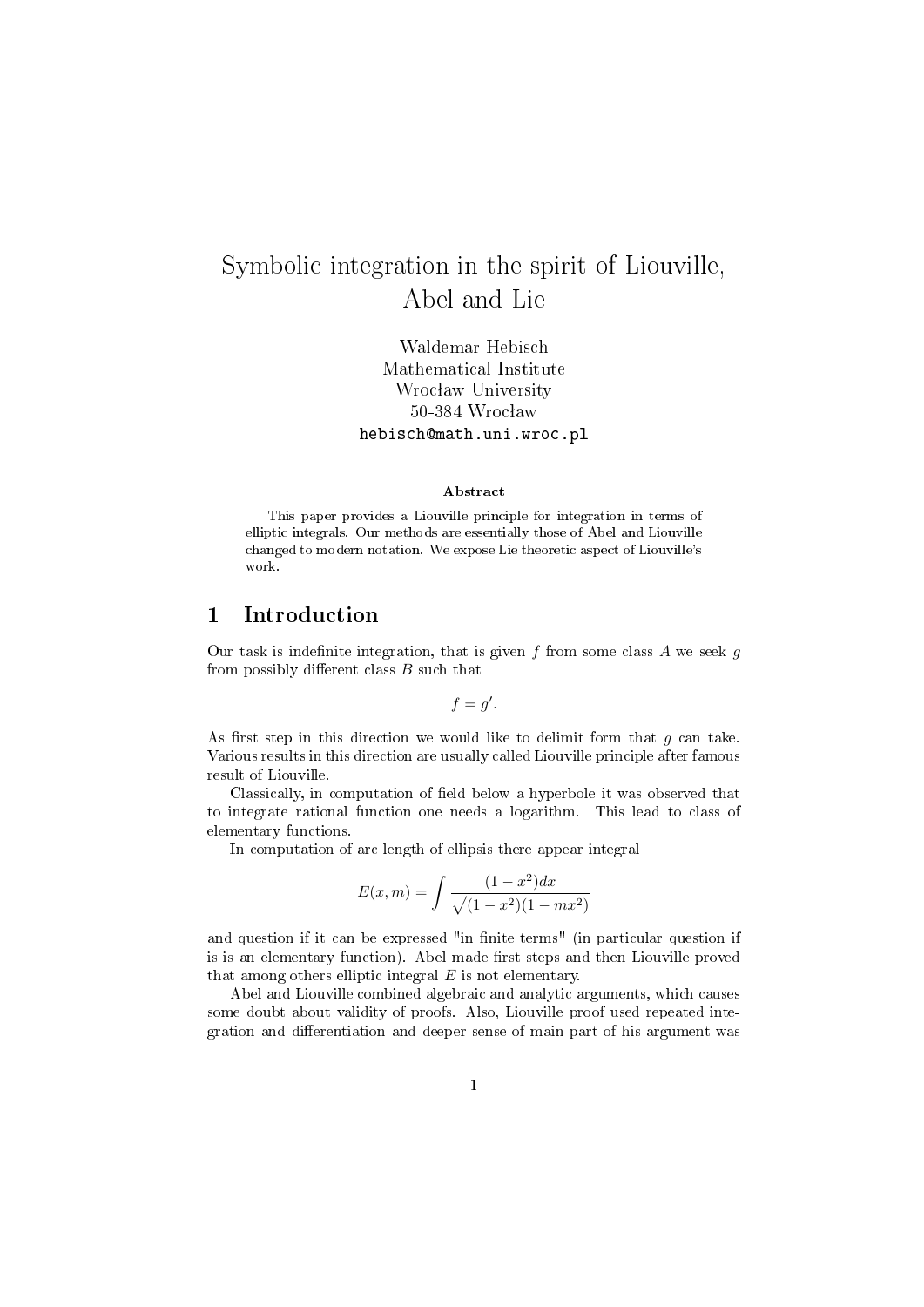# Symbolic integration in the spirit of Liouville, Abel and Lie

Waldemar Hebisch
Mathematical Institute
Wrocław University
50-384 Wrocław
hebisch@math.uni.wroc.pl

### Abstract

This paper provides a Liouville principle for integration in terms of elliptic integrals. Our methods are essentially those of Abel and Liouville changed to modern notation. We expose Lie theoretic aspect of Liouville's work.

## 1 Introduction

Our task is indefinite integration, that is given $f$ from some class $A$ we seek $g$ from possibly different class $B$ such that

$$f = g'.$$

As first step in this direction we would like to delimit form that $g$ can take. Various results in this direction are usually called Liouville principle after famous result of Liouville.

Classically, in computation of field below a hyperbole it was observed that to integrate rational function one needs a logarithm. This lead to class of elementary functions.

In computation of arc length of ellipsis there appear integral

$$E(x, m) = \int \frac{(1 - x^2)dx}{\sqrt{(1 - x^2)(1 - mx^2)}}$$

and question if it can be expressed "in finite terms" (in particular question if is is an elementary function). Abel made first steps and then Liouville proved that among others elliptic integral $E$ is not elementary.

Abel and Liouville combined algebraic and analytic arguments, which causes some doubt about validity of proofs. Also, Liouville proof used repeated integration and differentiation and deeper sense of main part of his argument was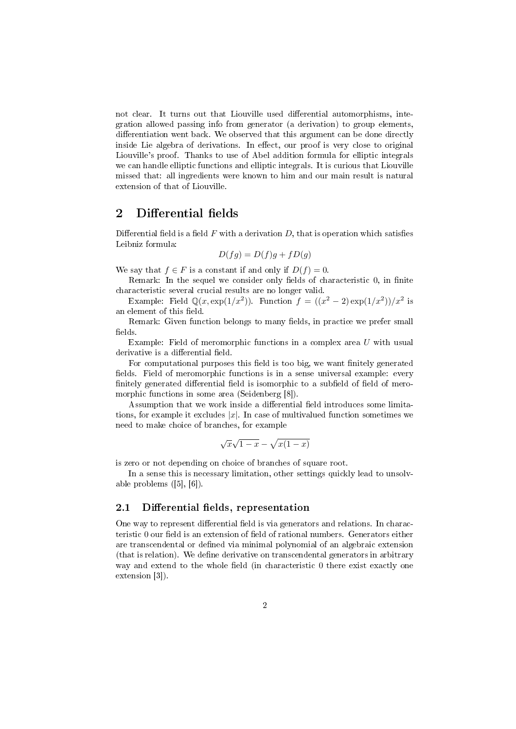not clear. It turns out that Liouville used differential automorphisms, integration allowed passing info from generator (a derivation) to group elements, differentiation went back. We observed that this argument can be done directly inside Lie algebra of derivations. In effect, our proof is very close to original Liouville's proof. Thanks to use of Abel addition formula for elliptic integrals we can handle elliptic functions and elliptic integrals. It is curious that Liouville missed that: all ingredients were known to him and our main result is natural extension of that of Liouville.

## 2 Differential fields

Differential field is a field $F$ with a derivation $D$, that is operation which satisfies Leibniz formula:

$$D(fg) = D(f)g + fD(g)$$

We say that $f \in F$ is a constant if and only if $D(f) = 0$.

Remark: In the sequel we consider only fields of characteristic 0, in finite characteristic several crucial results are no longer valid.

Example: Field $\mathbb{Q}(x, \exp(1/x^2))$. Function $f = ((x^2 - 2)\exp(1/x^2))/x^2$ is an element of this field.

Remark: Given function belongs to many fields, in practice we prefer small fields.

Example: Field of meromorphic functions in a complex area $U$ with usual derivative is a differential field.

For computational purposes this field is too big, we want finitely generated fields. Field of meromorphic functions is in a sense universal example: every finitely generated differential field is isomorphic to a subfield of field of meromorphic functions in some area (Seidenberg [8]).

Assumption that we work inside a differential field introduces some limitations, for example it excludes $|x|$. In case of multivalued function sometimes we need to make choice of branches, for example

$$\sqrt{x}\sqrt{1-x} - \sqrt{x(1-x)}$$

is zero or not depending on choice of branches of square root.

In a sense this is necessary limitation, other settings quickly lead to unsolvable problems ([5], [6]).

### 2.1 Differential fields, representation

One way to represent differential field is via generators and relations. In characteristic 0 our field is an extension of field of rational numbers. Generators either are transcendental or defined via minimal polynomial of an algebraic extension (that is relation). We define derivative on transcendental generators in arbitrary way and extend to the whole field (in characteristic 0 there exist exactly one extension [3]).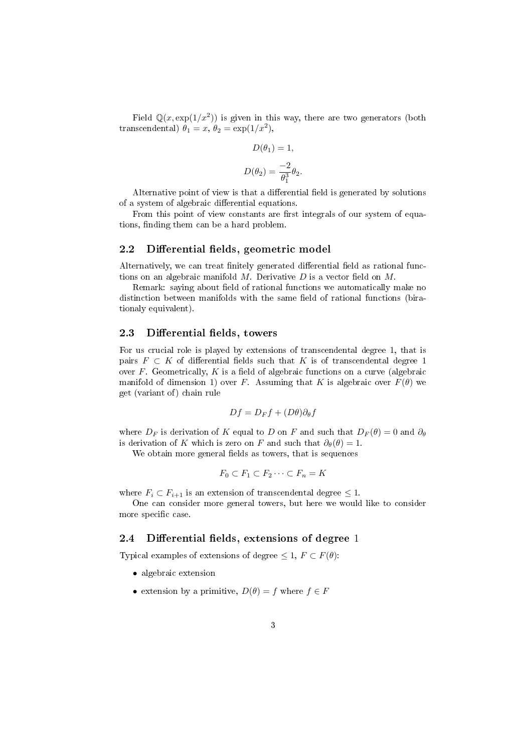Field $\mathbb{Q}(x, \exp(1/x^2))$ is given in this way, there are two generators (both transcendental) $\theta_1 = x$, $\theta_2 = \exp(1/x^2)$,

$$D(\theta_1) = 1,$$

$$D(\theta_2) = \frac{-2}{\theta_1^3}\theta_2.$$

Alternative point of view is that a differential field is generated by solutions of a system of algebraic differential equations.

From this point of view constants are first integrals of our system of equations, finding them can be a hard problem.

## 2.2 Differential fields, geometric model

Alternatively, we can treat finitely generated differential field as rational functions on an algebraic manifold $M$. Derivative $D$ is a vector field on $M$.

Remark: saying about field of rational functions we automatically make no distinction between manifolds with the same field of rational functions (birationaly equivalent).

## 2.3 Differential fields, towers

For us crucial role is played by extensions of transcendental degree 1, that is pairs $F \subset K$ of differential fields such that $K$ is of transcendental degree 1 over $F$. Geometrically, $K$ is a field of algebraic functions on a curve (algebraic manifold of dimension 1) over $F$. Assuming that $K$ is algebraic over $F(\theta)$ we get (variant of) chain rule

$$Df = D_F f + (D\theta)\partial_\theta f$$

where $D_F$ is derivation of $K$ equal to $D$ on $F$ and such that $D_F(\theta) = 0$ and $\partial_\theta$ is derivation of $K$ which is zero on $F$ and such that $\partial_\theta(\theta) = 1$.

We obtain more general fields as towers, that is sequences

$$F_0 \subset F_1 \subset F_2 \cdots \subset F_n = K$$

where $F_i \subset F_{i+1}$ is an extension of transcendental degree $\leq 1$.

One can consider more general towers, but here we would like to consider more specific case.

## 2.4 Differential fields, extensions of degree 1

Typical examples of extensions of degree $\leq 1$, $F \subset F(\theta)$:

- algebraic extension
- extension by a primitive, $D(\theta) = f$ where $f \in F$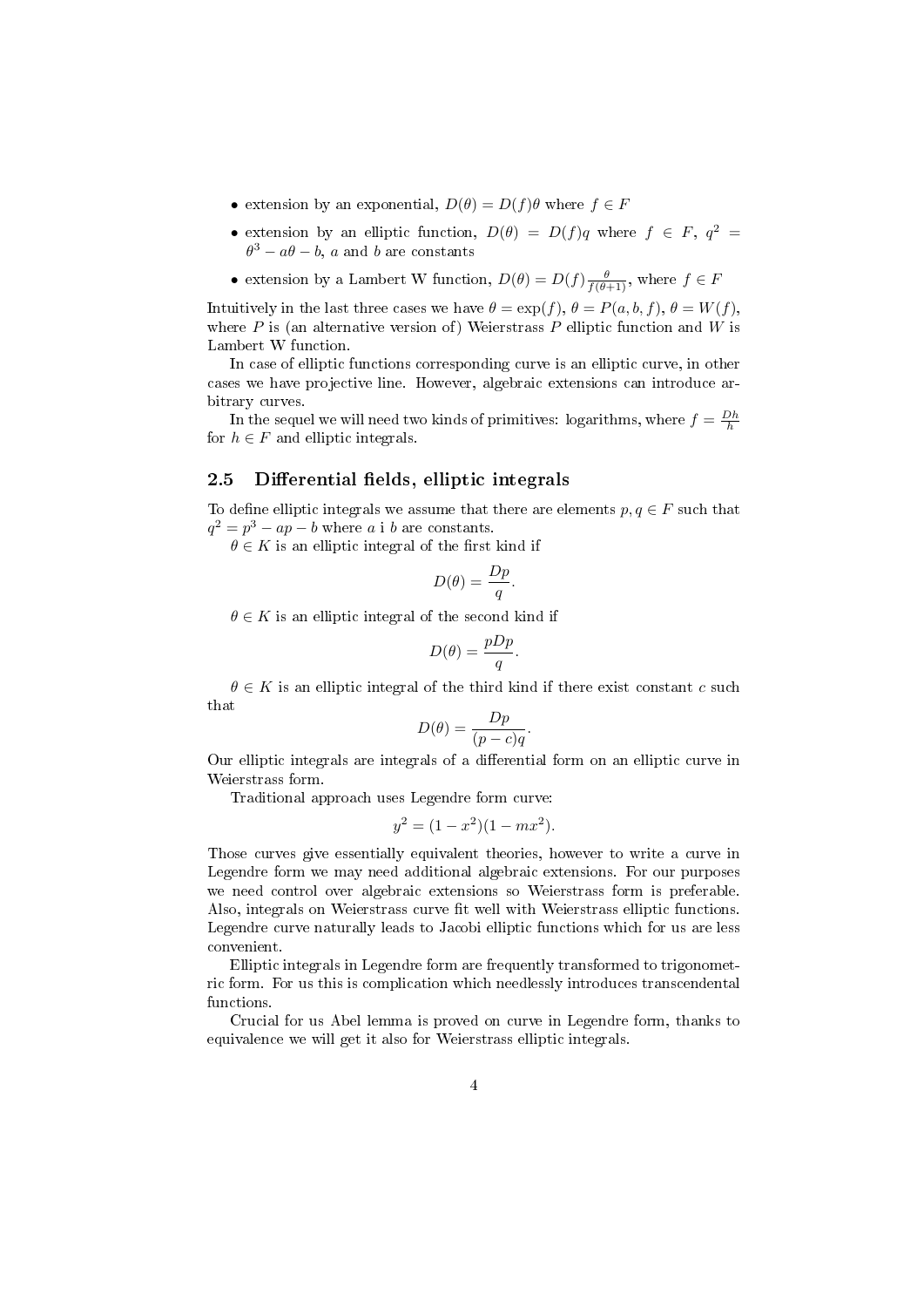- extension by an exponential, $D(\theta) = D(f)\theta$ where $f \in F$
- extension by an elliptic function, $D(\theta) = D(f)q$ where $f \in F$, $q^2 = \theta^3 - a\theta - b$, $a$ and $b$ are constants
- extension by a Lambert W function, $D(\theta) = D(f)\frac{\theta}{f(\theta+1)}$, where $f \in F$

Intuitively in the last three cases we have $\theta = \exp(f)$, $\theta = P(a, b, f)$, $\theta = W(f)$, where $P$ is (an alternative version of) Weierstrass $P$ elliptic function and $W$ is Lambert W function.

In case of elliptic functions corresponding curve is an elliptic curve, in other cases we have projective line. However, algebraic extensions can introduce arbitrary curves.

In the sequel we will need two kinds of primitives: logarithms, where $f = \frac{Dh}{h}$ for $h \in F$ and elliptic integrals.

## 2.5 Differential fields, elliptic integrals

To define elliptic integrals we assume that there are elements $p, q \in F$ such that $q^2 = p^3 - ap - b$ where $a$ i $b$ are constants.

$\theta \in K$ is an elliptic integral of the first kind if

$$D(\theta) = \frac{Dp}{q}.$$

$\theta \in K$ is an elliptic integral of the second kind if

$$D(\theta) = \frac{pDp}{q}.$$

$\theta \in K$ is an elliptic integral of the third kind if there exist constant $c$ such that

$$D(\theta) = \frac{Dp}{(p-c)q}.$$

Our elliptic integrals are integrals of a differential form on an elliptic curve in Weierstrass form.

Traditional approach uses Legendre form curve:

$$y^2 = (1 - x^2)(1 - mx^2).$$

Those curves give essentially equivalent theories, however to write a curve in Legendre form we may need additional algebraic extensions. For our purposes we need control over algebraic extensions so Weierstrass form is preferable. Also, integrals on Weierstrass curve fit well with Weierstrass elliptic functions. Legendre curve naturally leads to Jacobi elliptic functions which for us are less convenient.

Elliptic integrals in Legendre form are frequently transformed to trigonometric form. For us this is complication which needlessly introduces transcendental functions.

Crucial for us Abel lemma is proved on curve in Legendre form, thanks to equivalence we will get it also for Weierstrass elliptic integrals.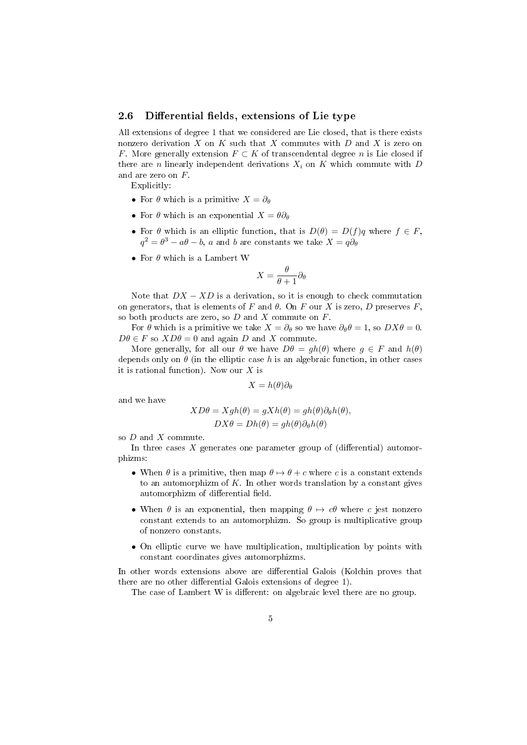### 2.6 Differential fields, extensions of Lie type

All extensions of degree 1 that we considered are Lie closed, that is there exists nonzero derivation $X$ on $K$ such that $X$ commutes with $D$ and $X$ is zero on $F$. More generally extension $F \subset K$ of transcendental degree $n$ is Lie closed if there are $n$ linearly independent derivations $X_i$ on $K$ which commute with $D$ and are zero on $F$.

Explicitly:

- For $\theta$ which is a primitive $X = \partial_\theta$
- For $\theta$ which is an exponential $X = \theta\partial_\theta$
- For $\theta$ which is an elliptic function, that is $D(\theta) = D(f)q$ where $f \in F$, $q^2 = \theta^3 - a\theta - b$, $a$ and $b$ are constants we take $X = q\partial_\theta$
- For $\theta$ which is a Lambert W

$$X = \frac{\theta}{\theta + 1}\partial_\theta$$

Note that $DX - XD$ is a derivation, so it is enough to check commutation on generators, that is elements of $F$ and $\theta$. On $F$ our $X$ is zero, $D$ preserves $F$, so both products are zero, so $D$ and $X$ commute on $F$.

For $\theta$ which is a primitive we take $X = \partial_\theta$ so we have $\partial_\theta\theta = 1$, so $DX\theta = 0$. $D\theta \in F$ so $XD\theta = 0$ and again $D$ and $X$ commute.

More generally, for all our $\theta$ we have $D\theta = gh(\theta)$ where $g \in F$ and $h(\theta)$ depends only on $\theta$ (in the elliptic case $h$ is an algebraic function, in other cases it is rational function). Now our $X$ is

$$X = h(\theta)\partial_\theta$$

and we have

$$XD\theta = Xgh(\theta) = gXh(\theta) = gh(\theta)\partial_\theta h(\theta),$$
$$DX\theta = Dh(\theta) = gh(\theta)\partial_\theta h(\theta)$$

so $D$ and $X$ commute.

In three cases $X$ generates one parameter group of (differential) automorphizms:

- When $\theta$ is a primitive, then map $\theta \mapsto \theta + c$ where $c$ is a constant extends to an automorphizm of $K$. In other words translation by a constant gives automorphizm of differential field.
- When $\theta$ is an exponential, then mapping $\theta \mapsto c\theta$ where $c$ jest nonzero constant extends to an automorphizm. So group is multiplicative group of nonzero constants.
- On elliptic curve we have multiplication, multiplication by points with constant coordinates gives automorphizms.

In other words extensions above are differential Galois (Kolchin proves that there are no other differential Galois extensions of degree 1).

The case of Lambert W is different: on algebraic level there are no group.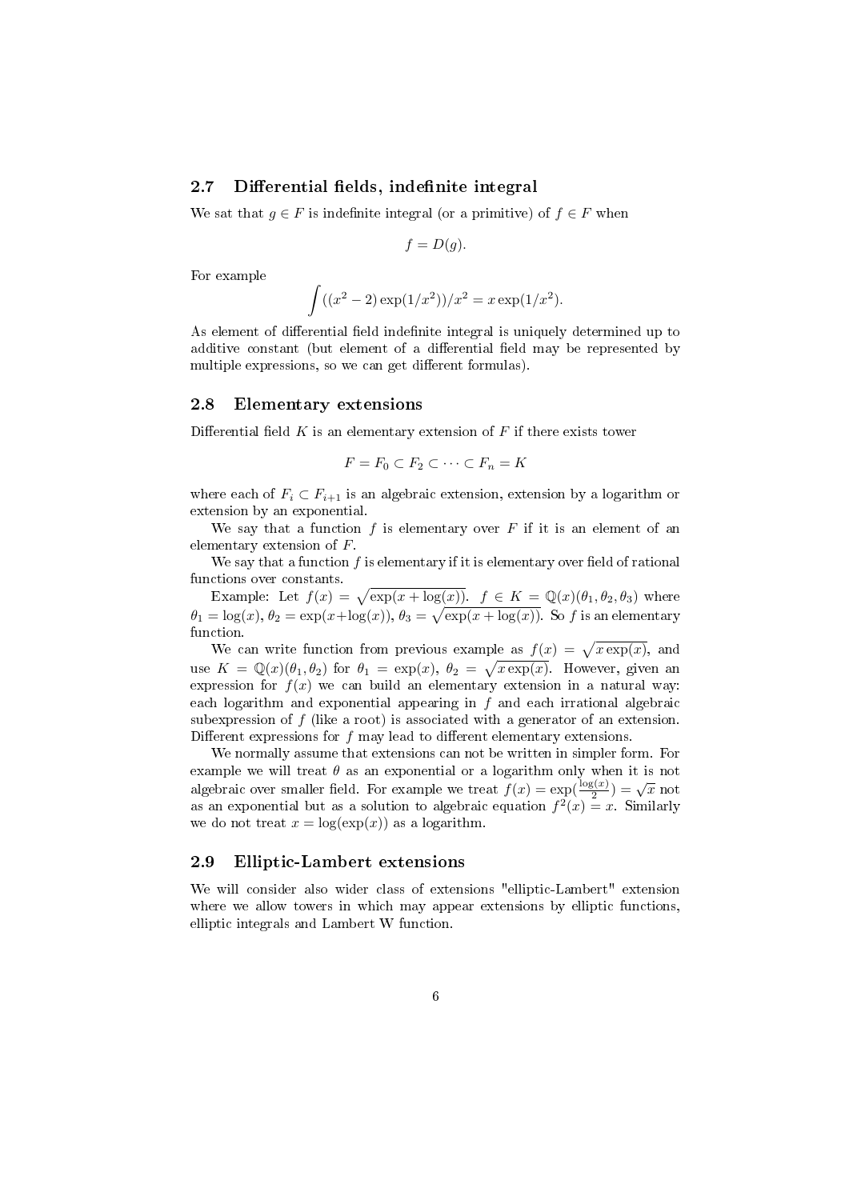## 2.7 Differential fields, indefinite integral

We sat that $g \in F$ is indefinite integral (or a primitive) of $f \in F$ when

$$f = D(g).$$

For example

$$\int ((x^2 - 2)\exp(1/x^2))/x^2 = x\exp(1/x^2).$$

As element of differential field indefinite integral is uniquely determined up to additive constant (but element of a differential field may be represented by multiple expressions, so we can get different formulas).

## 2.8 Elementary extensions

Differential field $K$ is an elementary extension of $F$ if there exists tower

$$F = F_0 \subset F_2 \subset \cdots \subset F_n = K$$

where each of $F_i \subset F_{i+1}$ is an algebraic extension, extension by a logarithm or extension by an exponential.

We say that a function $f$ is elementary over $F$ if it is an element of an elementary extension of $F$.

We say that a function $f$ is elementary if it is elementary over field of rational functions over constants.

Example: Let $f(x) = \sqrt{\exp(x + \log(x))}$. $f \in K = \mathbb{Q}(x)(\theta_1, \theta_2, \theta_3)$ where $\theta_1 = \log(x)$, $\theta_2 = \exp(x + \log(x))$, $\theta_3 = \sqrt{\exp(x + \log(x))}$. So $f$ is an elementary function.

We can write function from previous example as $f(x) = \sqrt{x\exp(x)}$, and use $K = \mathbb{Q}(x)(\theta_1, \theta_2)$ for $\theta_1 = \exp(x)$, $\theta_2 = \sqrt{x\exp(x)}$. However, given an expression for $f(x)$ we can build an elementary extension in a natural way: each logarithm and exponential appearing in $f$ and each irrational algebraic subexpression of $f$ (like a root) is associated with a generator of an extension. Different expressions for $f$ may lead to different elementary extensions.

We normally assume that extensions can not be written in simpler form. For example we will treat $\theta$ as an exponential or a logarithm only when it is not algebraic over smaller field. For example we treat $f(x) = \exp(\frac{\log(x)}{2}) = \sqrt{x}$ not as an exponential but as a solution to algebraic equation $f^2(x) = x$. Similarly we do not treat $x = \log(\exp(x))$ as a logarithm.

## 2.9 Elliptic-Lambert extensions

We will consider also wider class of extensions "elliptic-Lambert" extension where we allow towers in which may appear extensions by elliptic functions, elliptic integrals and Lambert W function.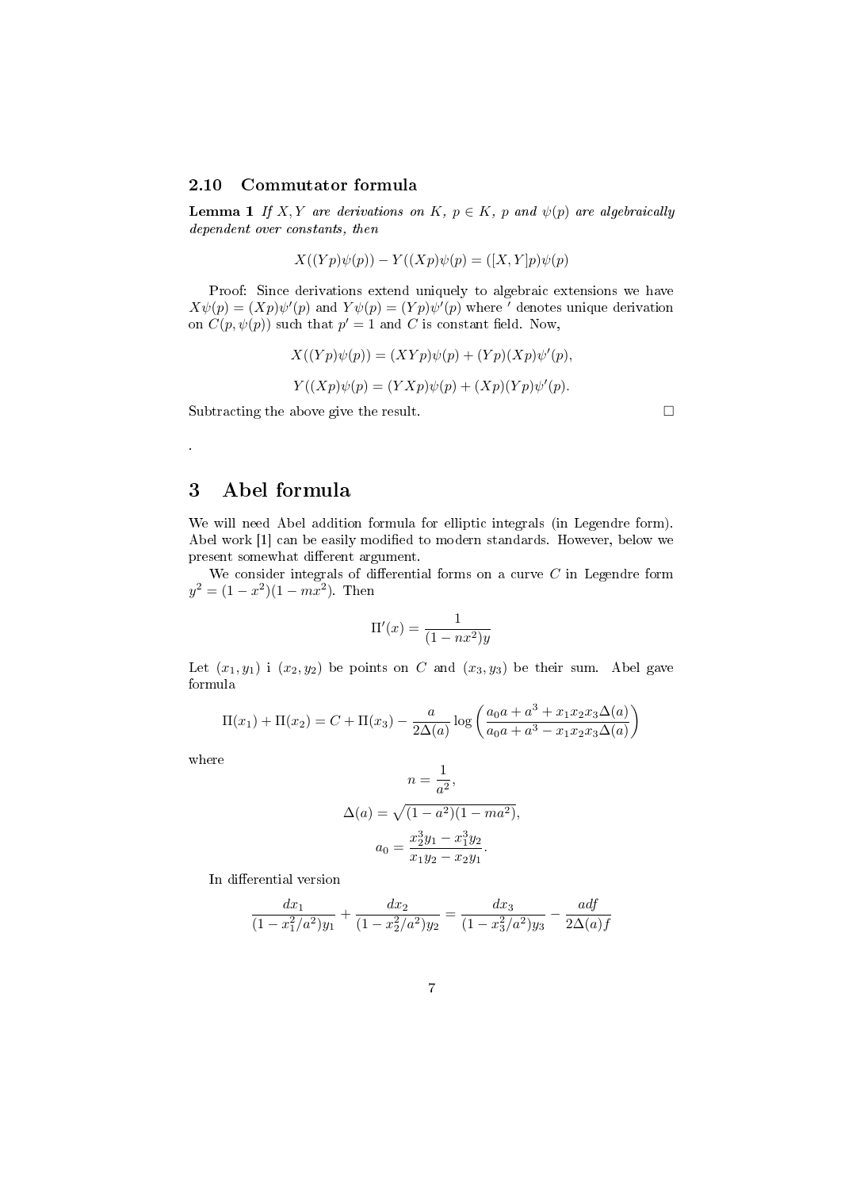### 2.10 Commutator formula

**Lemma 1** *If $X, Y$ are derivations on $K$, $p \in K$, $p$ and $\psi(p)$ are algebraically dependent over constants, then*

$$X((Yp)\psi(p)) - Y((Xp)\psi(p) = ([X,Y]p)\psi(p)$$

Proof: Since derivations extend uniquely to algebraic extensions we have $X\psi(p) = (Xp)\psi'(p)$ and $Y\psi(p) = (Yp)\psi'(p)$ where $'$ denotes unique derivation on $C(p, \psi(p))$ such that $p' = 1$ and $C$ is constant field. Now,

$$X((Yp)\psi(p)) = (XYp)\psi(p) + (Yp)(Xp)\psi'(p),$$

$$Y((Xp)\psi(p) = (YXp)\psi(p) + (Xp)(Yp)\psi'(p).$$

Subtracting the above give the result. □

.

# 3 Abel formula

We will need Abel addition formula for elliptic integrals (in Legendre form). Abel work [1] can be easily modified to modern standards. However, below we present somewhat different argument.

We consider integrals of differential forms on a curve $C$ in Legendre form $y^2 = (1-x^2)(1-mx^2)$. Then

$$\Pi'(x) = \frac{1}{(1-nx^2)y}$$

Let $(x_1, y_1)$ i $(x_2, y_2)$ be points on $C$ and $(x_3, y_3)$ be their sum. Abel gave formula

$$\Pi(x_1) + \Pi(x_2) = C + \Pi(x_3) - \frac{a}{2\Delta(a)} \log\left(\frac{a_0 a + a^3 + x_1 x_2 x_3 \Delta(a)}{a_0 a + a^3 - x_1 x_2 x_3 \Delta(a)}\right)$$

where

$$n = \frac{1}{a^2},$$

$$\Delta(a) = \sqrt{(1-a^2)(1-ma^2)},$$

$$a_0 = \frac{x_2^3 y_1 - x_1^3 y_2}{x_1 y_2 - x_2 y_1}.$$

In differential version

$$\frac{dx_1}{(1-x_1^2/a^2)y_1} + \frac{dx_2}{(1-x_2^2/a^2)y_2} = \frac{dx_3}{(1-x_3^2/a^2)y_3} - \frac{a df}{2\Delta(a) f}$$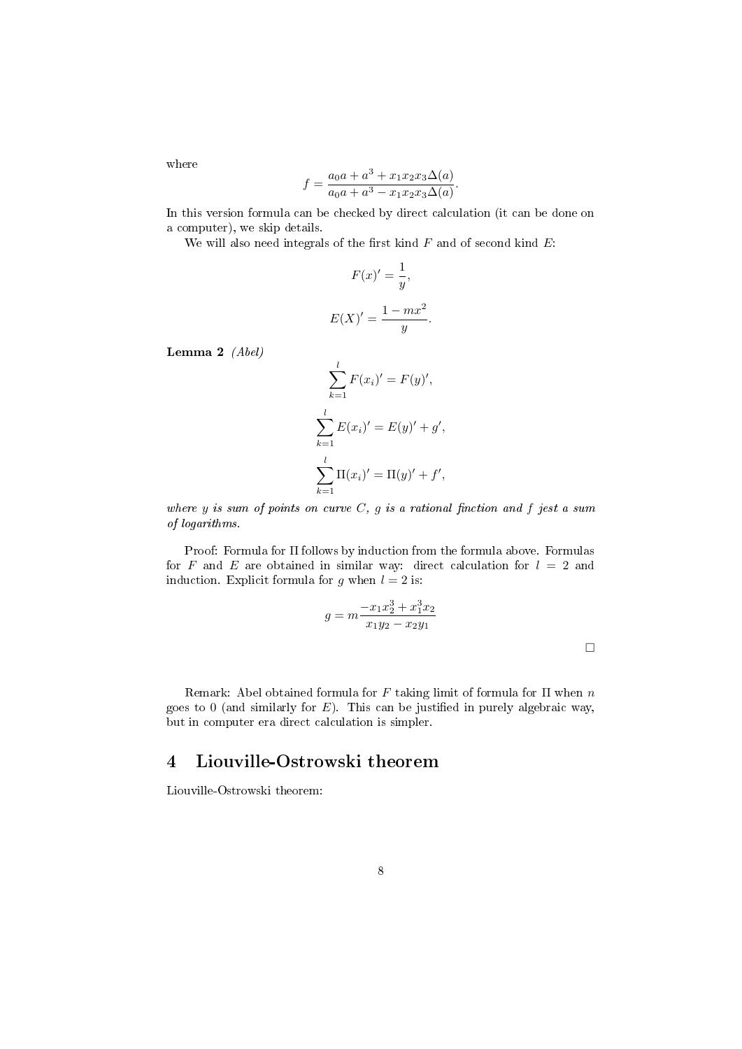where

$$f = \frac{a_0 a + a^3 + x_1 x_2 x_3 \Delta(a)}{a_0 a + a^3 - x_1 x_2 x_3 \Delta(a)}.$$

In this version formula can be checked by direct calculation (it can be done on a computer), we skip details.

We will also need integrals of the first kind $F$ and of second kind $E$:

$$F(x)' = \frac{1}{y},$$

$$E(X)' = \frac{1 - mx^2}{y}.$$

**Lemma 2** *(Abel)*

$$\sum_{k=1}^{l} F(x_i)' = F(y)',$$

$$\sum_{k=1}^{l} E(x_i)' = E(y)' + g',$$

$$\sum_{k=1}^{l} \Pi(x_i)' = \Pi(y)' + f',$$

*where $y$ is sum of points on curve $C$, $g$ is a rational finction and $f$ jest a sum of logarithms.*

Proof: Formula for $\Pi$ follows by induction from the formula above. Formulas for $F$ and $E$ are obtained in similar way: direct calculation for $l = 2$ and induction. Explicit formula for $g$ when $l = 2$ is:

$$g = m \frac{-x_1 x_2^3 + x_1^3 x_2}{x_1 y_2 - x_2 y_1}$$

□

Remark: Abel obtained formula for $F$ taking limit of formula for $\Pi$ when $n$ goes to 0 (and similarly for $E$). This can be justified in purely algebraic way, but in computer era direct calculation is simpler.

## 4 Liouville-Ostrowski theorem

Liouville-Ostrowski theorem: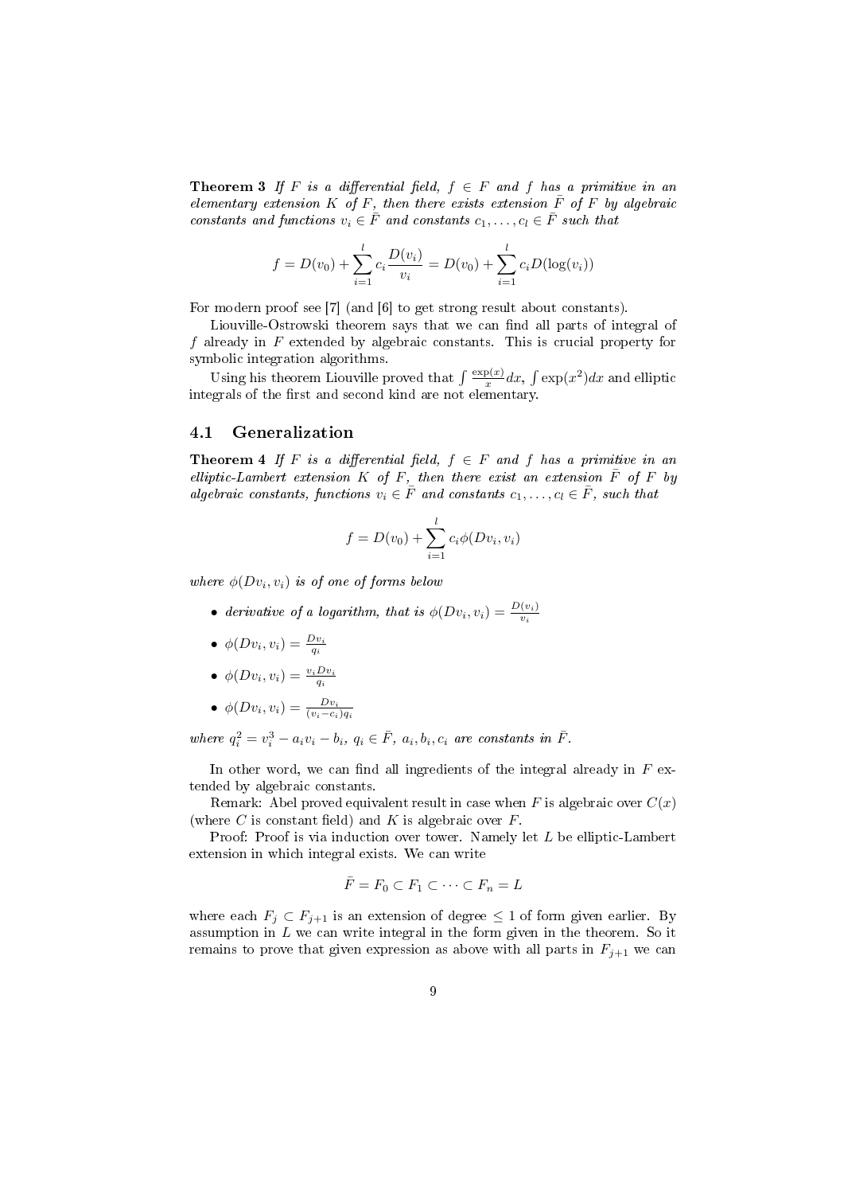**Theorem 3** *If $F$ is a differential field, $f \in F$ and $f$ has a primitive in an elementary extension $K$ of $F$, then there exists extension $\bar{F}$ of $F$ by algebraic constants and functions $v_i \in \bar{F}$ and constants $c_1, \ldots, c_l \in \bar{F}$ such that*

$$f = D(v_0) + \sum_{i=1}^{l} c_i \frac{D(v_i)}{v_i} = D(v_0) + \sum_{i=1}^{l} c_i D(\log(v_i))$$

For modern proof see [7] (and [6] to get strong result about constants).

Liouville-Ostrowski theorem says that we can find all parts of integral of $f$ already in $F$ extended by algebraic constants. This is crucial property for symbolic integration algorithms.

Using his theorem Liouville proved that $\int \frac{\exp(x)}{x}dx$, $\int \exp(x^2)dx$ and elliptic integrals of the first and second kind are not elementary.

## 4.1 Generalization

**Theorem 4** *If $F$ is a differential field, $f \in F$ and $f$ has a primitive in an elliptic-Lambert extension $K$ of $F$, then there exist an extension $\bar{F}$ of $F$ by algebraic constants, functions $v_i \in \bar{F}$ and constants $c_1, \ldots, c_l \in \bar{F}$, such that*

$$f = D(v_0) + \sum_{i=1}^{l} c_i \phi(Dv_i, v_i)$$

*where $\phi(Dv_i, v_i)$ is of one of forms below*

- *derivative of a logarithm, that is $\phi(Dv_i, v_i) = \frac{D(v_i)}{v_i}$*
- $\phi(Dv_i, v_i) = \frac{Dv_i}{q_i}$
- $\phi(Dv_i, v_i) = \frac{v_i Dv_i}{q_i}$
- $\phi(Dv_i, v_i) = \frac{Dv_i}{(v_i - c_i)q_i}$

*where $q_i^2 = v_i^3 - a_i v_i - b_i$, $q_i \in \bar{F}$, $a_i, b_i, c_i$ are constants in $\bar{F}$.*

In other word, we can find all ingredients of the integral already in $F$ extended by algebraic constants.

Remark: Abel proved equivalent result in case when $F$ is algebraic over $C(x)$ (where $C$ is constant field) and $K$ is algebraic over $F$.

Proof: Proof is via induction over tower. Namely let $L$ be elliptic-Lambert extension in which integral exists. We can write

$$\bar{F} = F_0 \subset F_1 \subset \cdots \subset F_n = L$$

where each $F_j \subset F_{j+1}$ is an extension of degree $\leq 1$ of form given earlier. By assumption in $L$ we can write integral in the form given in the theorem. So it remains to prove that given expression as above with all parts in $F_{j+1}$ we can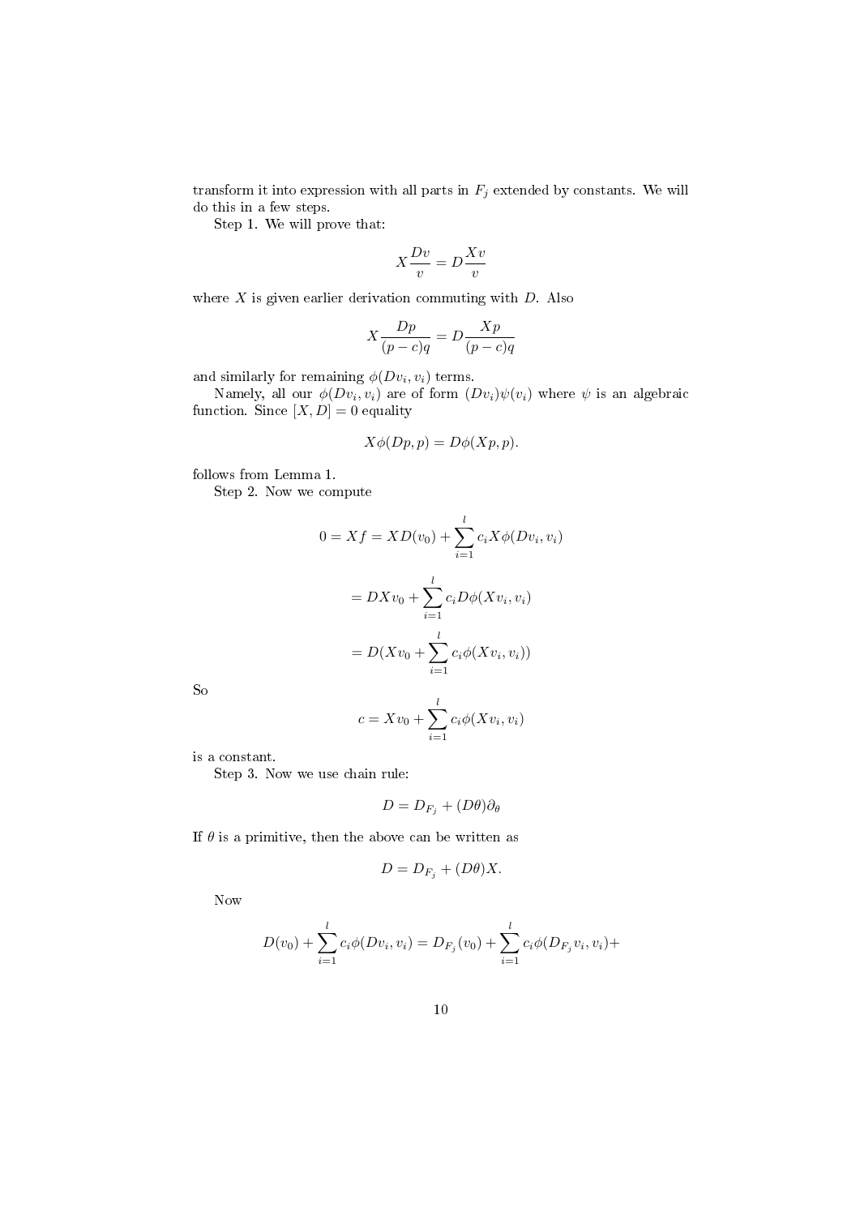transform it into expression with all parts in $F_j$ extended by constants. We will do this in a few steps.

Step 1. We will prove that:

$$X\frac{Dv}{v} = D\frac{Xv}{v}$$

where $X$ is given earlier derivation commuting with $D$. Also

$$X\frac{Dp}{(p-c)q} = D\frac{Xp}{(p-c)q}$$

and similarly for remaining $\phi(Dv_i, v_i)$ terms.

Namely, all our $\phi(Dv_i, v_i)$ are of form $(Dv_i)\psi(v_i)$ where $\psi$ is an algebraic function. Since $[X, D] = 0$ equality

$$X\phi(Dp, p) = D\phi(Xp, p).$$

follows from Lemma 1.

Step 2. Now we compute

$$0 = Xf = XD(v_0) + \sum_{i=1}^{l} c_i X\phi(Dv_i, v_i)$$

$$= DXv_0 + \sum_{i=1}^{l} c_i D\phi(Xv_i, v_i)$$

$$= D(Xv_0 + \sum_{i=1}^{l} c_i \phi(Xv_i, v_i))$$

So

$$c = Xv_0 + \sum_{i=1}^{l} c_i \phi(Xv_i, v_i)$$

is a constant.

Step 3. Now we use chain rule:

$$D = D_{F_j} + (D\theta)\partial_\theta$$

If $\theta$ is a primitive, then the above can be written as

$$D = D_{F_j} + (D\theta)X.$$

Now

$$D(v_0) + \sum_{i=1}^{l} c_i \phi(Dv_i, v_i) = D_{F_j}(v_0) + \sum_{i=1}^{l} c_i \phi(D_{F_j} v_i, v_i) +$$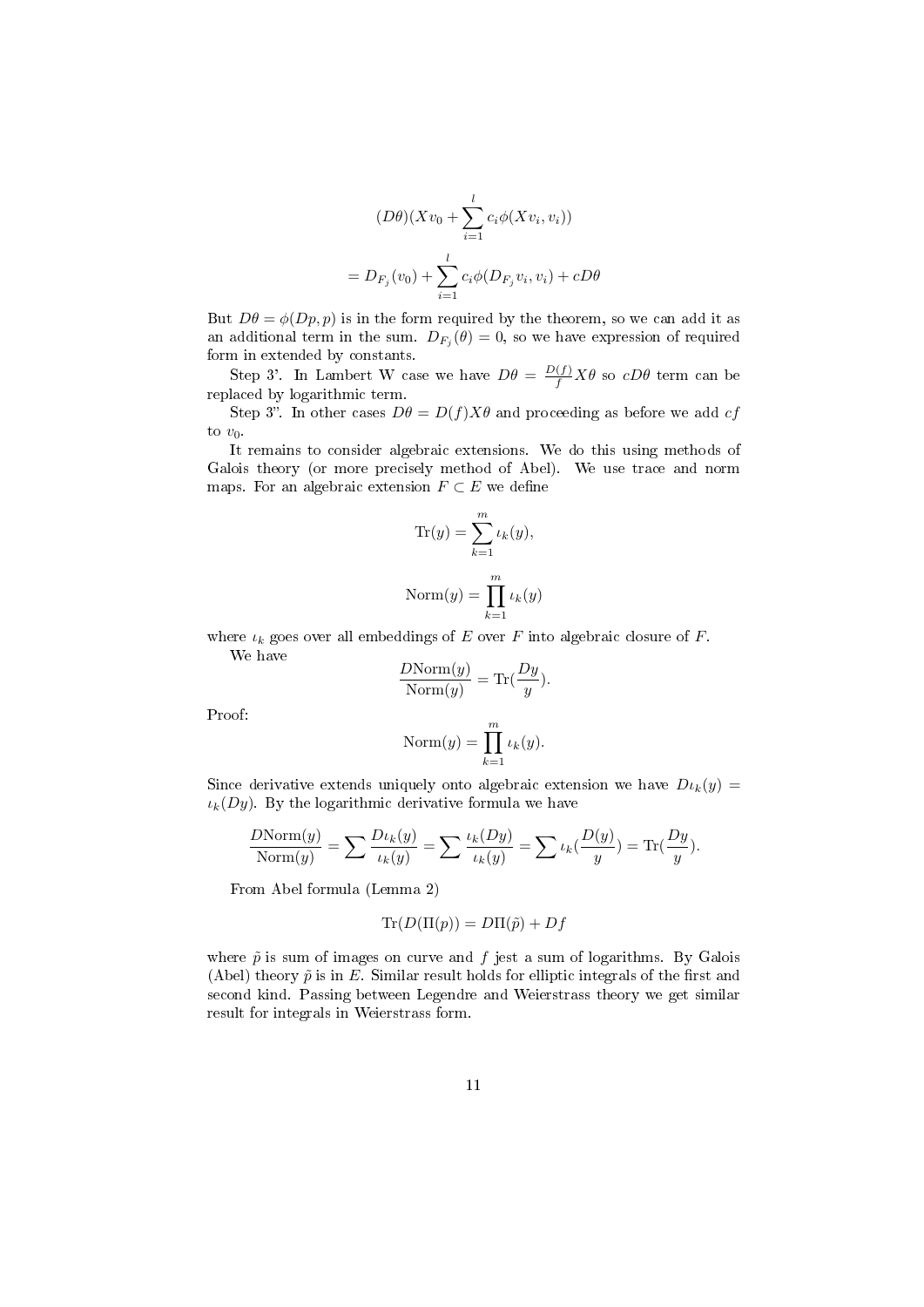$$(D\theta)(Xv_0 + \sum_{i=1}^{l} c_i \phi(Xv_i, v_i))$$

$$= D_{F_j}(v_0) + \sum_{i=1}^{l} c_i \phi(D_{F_j} v_i, v_i) + cD\theta$$

But $D\theta = \phi(Dp, p)$ is in the form required by the theorem, so we can add it as an additional term in the sum. $D_{F_j}(\theta) = 0$, so we have expression of required form in extended by constants.

Step 3'. In Lambert W case we have $D\theta = \frac{D(f)}{f} X\theta$ so $cD\theta$ term can be replaced by logarithmic term.

Step 3". In other cases $D\theta = D(f)X\theta$ and proceeding as before we add $cf$ to $v_0$.

It remains to consider algebraic extensions. We do this using methods of Galois theory (or more precisely method of Abel). We use trace and norm maps. For an algebraic extension $F \subset E$ we define

$$\mathrm{Tr}(y) = \sum_{k=1}^{m} \iota_k(y),$$

$$\mathrm{Norm}(y) = \prod_{k=1}^{m} \iota_k(y)$$

where $\iota_k$ goes over all embeddings of $E$ over $F$ into algebraic closure of $F$.

We have

$$\frac{D\mathrm{Norm}(y)}{\mathrm{Norm}(y)} = \mathrm{Tr}(\frac{Dy}{y}).$$

Proof:

$$\mathrm{Norm}(y) = \prod_{k=1}^{m} \iota_k(y).$$

Since derivative extends uniquely onto algebraic extension we have $D\iota_k(y) = \iota_k(Dy)$. By the logarithmic derivative formula we have

$$\frac{D\mathrm{Norm}(y)}{\mathrm{Norm}(y)} = \sum \frac{D\iota_k(y)}{\iota_k(y)} = \sum \frac{\iota_k(Dy)}{\iota_k(y)} = \sum \iota_k(\frac{D(y)}{y}) = \mathrm{Tr}(\frac{Dy}{y}).$$

From Abel formula (Lemma 2)

$$\mathrm{Tr}(D(\Pi(p)) = D\Pi(\tilde{p}) + Df$$

where $\tilde{p}$ is sum of images on curve and $f$ jest a sum of logarithms. By Galois (Abel) theory $\tilde{p}$ is in $E$. Similar result holds for elliptic integrals of the first and second kind. Passing between Legendre and Weierstrass theory we get similar result for integrals in Weierstrass form.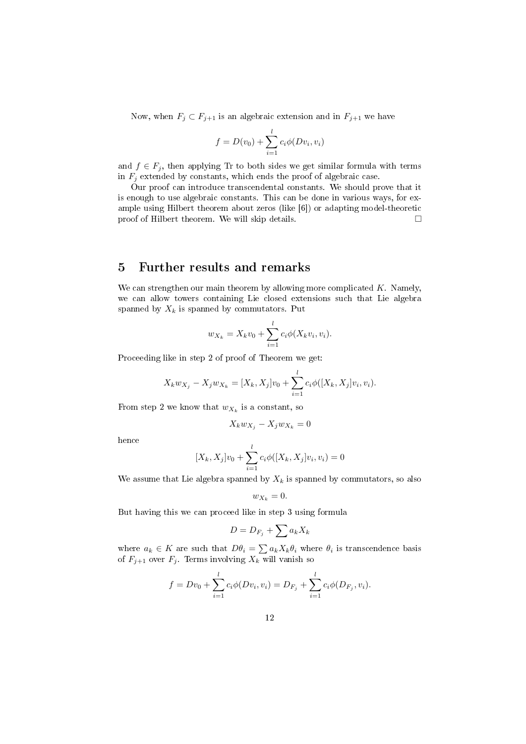Now, when $F_j \subset F_{j+1}$ is an algebraic extension and in $F_{j+1}$ we have

$$f = D(v_0) + \sum_{i=1}^{l} c_i \phi(Dv_i, v_i)$$

and $f \in F_j$, then applying Tr to both sides we get similar formula with terms in $F_j$ extended by constants, which ends the proof of algebraic case.

Our proof can introduce transcendental constants. We should prove that it is enough to use algebraic constants. This can be done in various ways, for example using Hilbert theorem about zeros (like [6]) or adapting model-theoretic proof of Hilbert theorem. We will skip details. □

## 5 Further results and remarks

We can strengthen our main theorem by allowing more complicated $K$. Namely, we can allow towers containing Lie closed extensions such that Lie algebra spanned by $X_k$ is spanned by commutators. Put

$$w_{X_k} = X_k v_0 + \sum_{i=1}^{l} c_i \phi(X_k v_i, v_i).$$

Proceeding like in step 2 of proof of Theorem we get:

$$X_k w_{X_j} - X_j w_{X_k} = [X_k, X_j] v_0 + \sum_{i=1}^{l} c_i \phi([X_k, X_j] v_i, v_i).$$

From step 2 we know that $w_{X_k}$ is a constant, so

$$X_k w_{X_j} - X_j w_{X_k} = 0$$

hence

$$[X_k, X_j] v_0 + \sum_{i=1}^{l} c_i \phi([X_k, X_j] v_i, v_i) = 0$$

We assume that Lie algebra spanned by $X_k$ is spanned by commutators, so also

$$w_{X_k} = 0.$$

But having this we can proceed like in step 3 using formula

$$D = D_{F_j} + \sum a_k X_k$$

where $a_k \in K$ are such that $D\theta_i = \sum a_k X_k \theta_i$ where $\theta_i$ is transcendence basis of $F_{j+1}$ over $F_j$. Terms involving $X_k$ will vanish so

$$f = Dv_0 + \sum_{i=1}^{l} c_i \phi(Dv_i, v_i) = D_{F_j} + \sum_{i=1}^{l} c_i \phi(D_{F_j}, v_i).$$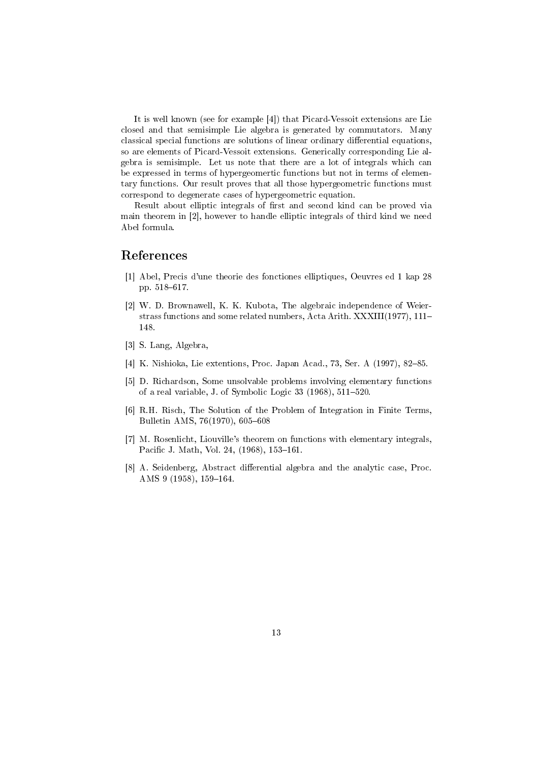It is well known (see for example [4]) that Picard-Vessoit extensions are Lie closed and that semisimple Lie algebra is generated by commutators. Many classical special functions are solutions of linear ordinary differential equations, so are elements of Picard-Vessoit extensions. Generically corresponding Lie algebra is semisimple. Let us note that there are a lot of integrals which can be expressed in terms of hypergeomertic functions but not in terms of elementary functions. Our result proves that all those hypergeometric functions must correspond to degenerate cases of hypergeometric equation.

Result about elliptic integrals of first and second kind can be proved via main theorem in [2], however to handle elliptic integrals of third kind we need Abel formula.

# References

[1] Abel, Precis d'une theorie des fonctiones elliptiques, Oeuvres ed 1 kap 28 pp. 518–617.

[2] W. D. Brownawell, K. K. Kubota, The algebraic independence of Weierstrass functions and some related numbers, Acta Arith. XXXIII(1977), 111–148.

[3] S. Lang, Algebra,

[4] K. Nishioka, Lie extentions, Proc. Japan Acad., 73, Ser. A (1997), 82–85.

[5] D. Richardson, Some unsolvable problems involving elementary functions of a real variable, J. of Symbolic Logic 33 (1968), 511–520.

[6] R.H. Risch, The Solution of the Problem of Integration in Finite Terms, Bulletin AMS, 76(1970), 605–608

[7] M. Rosenlicht, Liouville's theorem on functions with elementary integrals, Pacific J. Math, Vol. 24, (1968), 153–161.

[8] A. Seidenberg, Abstract differential algebra and the analytic case, Proc. AMS 9 (1958), 159–164.